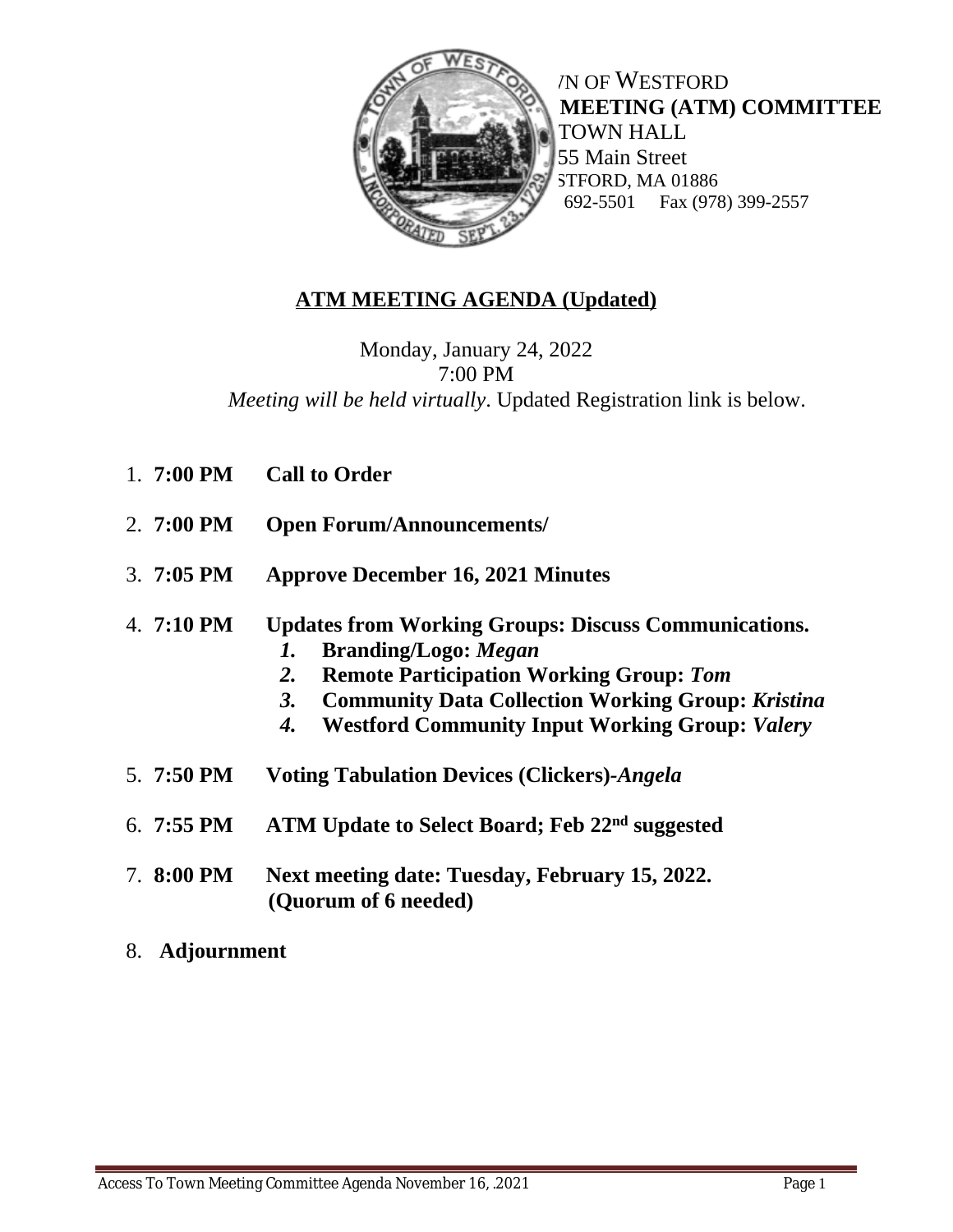/N OF WESTFORD
**MEETING (ATM) COMMITTEE**
TOWN HALL
55 Main Street
STFORD, MA 01886
692-5501 Fax (978) 399-2557

## ATM MEETING AGENDA (Updated)

Monday, January 24, 2022
7:00 PM
*Meeting will be held virtually*. Updated Registration link is below.

1. **7:00 PM Call to Order**
2. **7:00 PM Open Forum/Announcements/**
3. **7:05 PM Approve December 16, 2021 Minutes**
4. **7:10 PM Updates from Working Groups: Discuss Communications.**
   1. **Branding/Logo:** ***Megan***
   2. **Remote Participation Working Group:** ***Tom***
   3. **Community Data Collection Working Group:** ***Kristina***
   4. **Westford Community Input Working Group:** ***Valery***
5. **7:50 PM Voting Tabulation Devices (Clickers)-*Angela***
6. **7:55 PM ATM Update to Select Board; Feb 22nd suggested**
7. **8:00 PM Next meeting date: Tuesday, February 15, 2022. (Quorum of 6 needed)**
8. **Adjournment**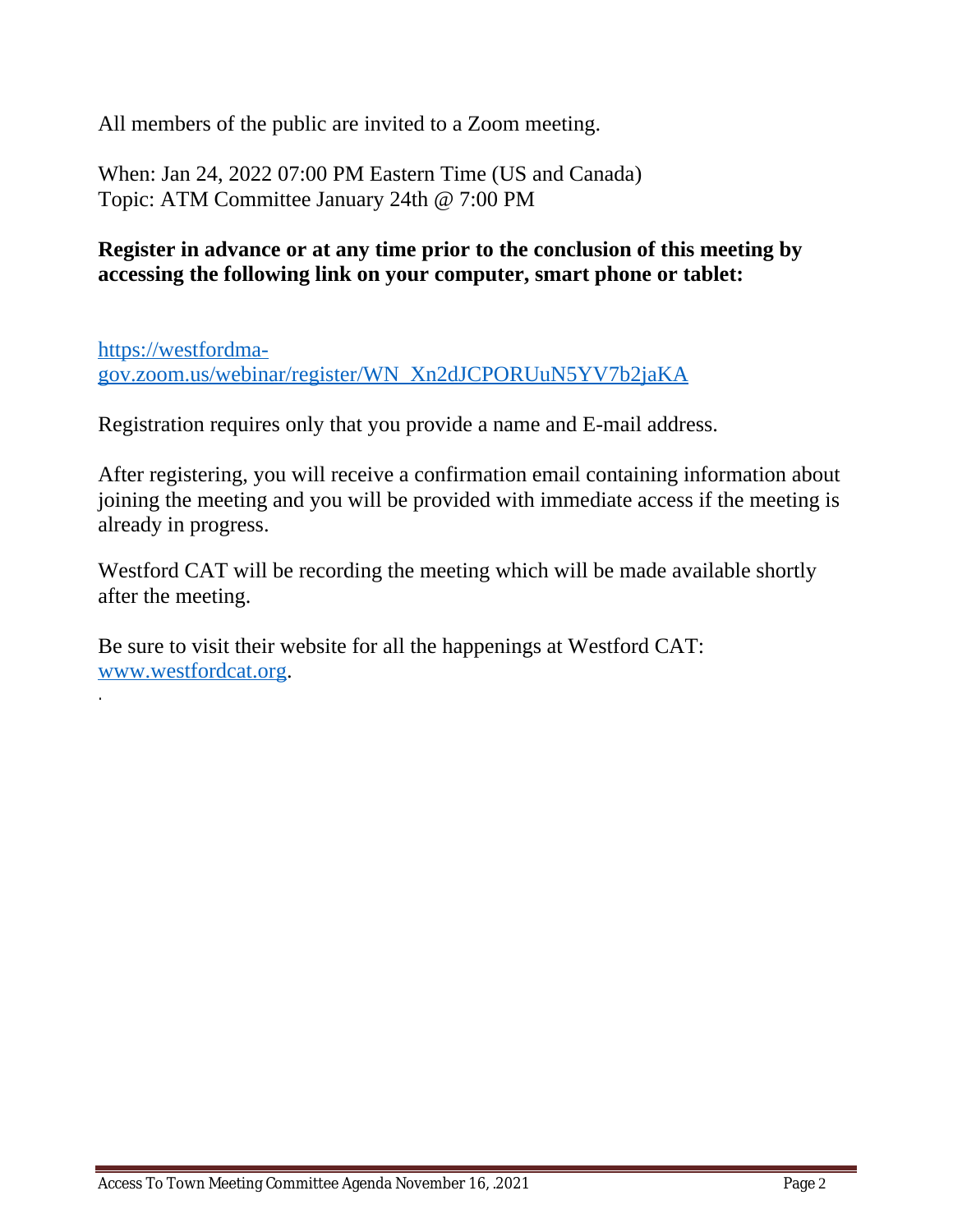All members of the public are invited to a Zoom meeting.

When: Jan 24, 2022 07:00 PM Eastern Time (US and Canada)
Topic: ATM Committee January 24th @ 7:00 PM

**Register in advance or at any time prior to the conclusion of this meeting by accessing the following link on your computer, smart phone or tablet:**

[https://westfordma-gov.zoom.us/webinar/register/WN_Xn2dJCPORUuN5YV7b2jaKA](https://westfordma-gov.zoom.us/webinar/register/WN_Xn2dJCPORUuN5YV7b2jaKA)

Registration requires only that you provide a name and E-mail address.

After registering, you will receive a confirmation email containing information about joining the meeting and you will be provided with immediate access if the meeting is already in progress.

Westford CAT will be recording the meeting which will be made available shortly after the meeting.

Be sure to visit their website for all the happenings at Westford CAT: [www.westfordcat.org](http://www.westfordcat.org).

.